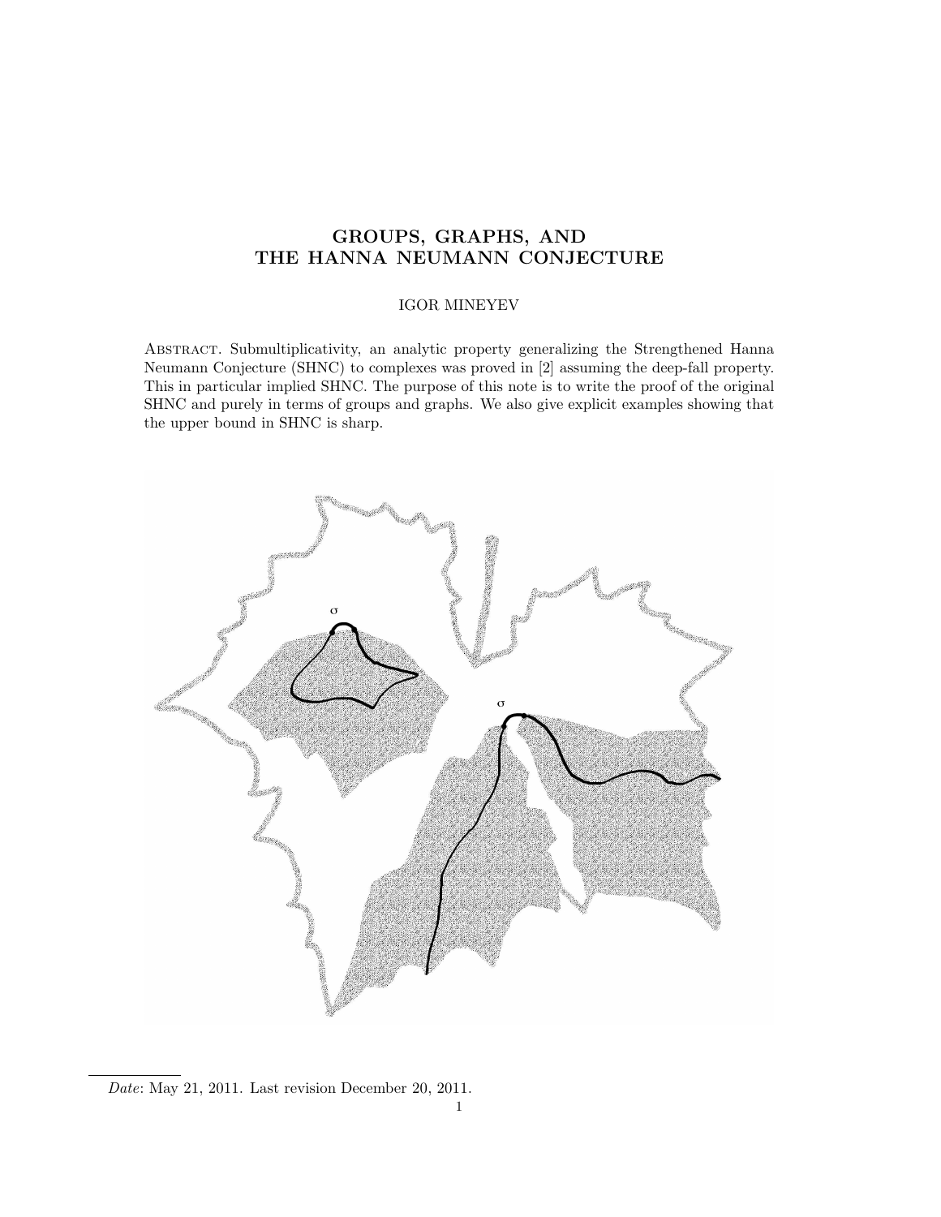# GROUPS, GRAPHS, AND THE HANNA NEUMANN CONJECTURE

IGOR MINEYEV

Abstract. Submultiplicativity, an analytic property generalizing the Strengthened Hanna Neumann Conjecture (SHNC) to complexes was proved in [2] assuming the deep-fall property. This in particular implied SHNC. The purpose of this note is to write the proof of the original SHNC and purely in terms of groups and graphs. We also give explicit examples showing that the upper bound in SHNC is sharp.

*Date*: May 21, 2011. Last revision December 20, 2011.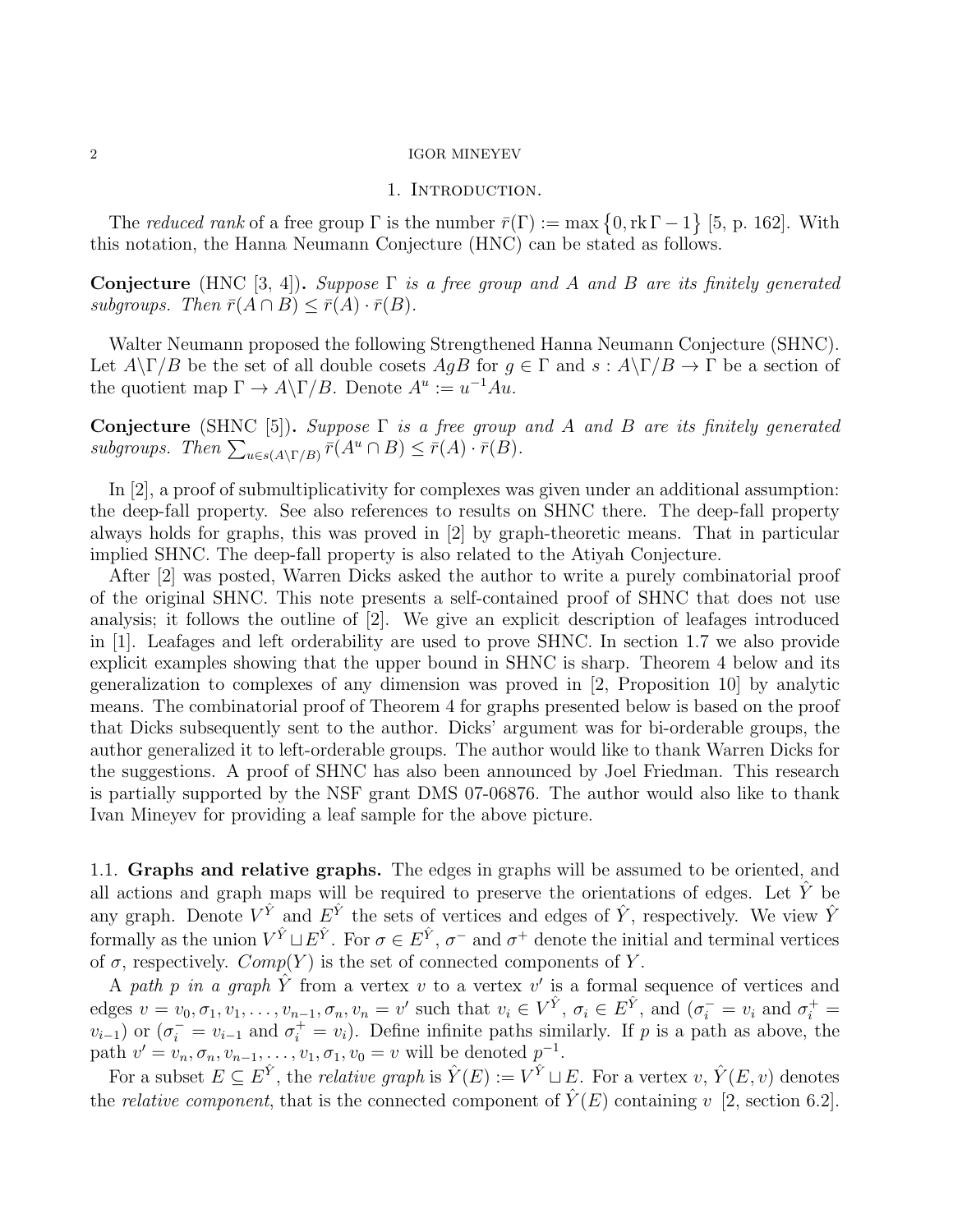## 1. Introduction.

The *reduced rank* of a free group $\Gamma$ is the number $\bar{r}(\Gamma) := \max\{0, \operatorname{rk}\Gamma - 1\}$ [5, p. 162]. With this notation, the Hanna Neumann Conjecture (HNC) can be stated as follows.

**Conjecture** (HNC [3, 4])**.** *Suppose $\Gamma$ is a free group and $A$ and $B$ are its finitely generated subgroups. Then $\bar{r}(A \cap B) \leq \bar{r}(A) \cdot \bar{r}(B)$.*

Walter Neumann proposed the following Strengthened Hanna Neumann Conjecture (SHNC). Let $A\backslash\Gamma/B$ be the set of all double cosets $AgB$ for $g \in \Gamma$ and $s : A\backslash\Gamma/B \to \Gamma$ be a section of the quotient map $\Gamma \to A\backslash\Gamma/B$. Denote $A^u := u^{-1}Au$.

**Conjecture** (SHNC [5])**.** *Suppose $\Gamma$ is a free group and $A$ and $B$ are its finitely generated subgroups. Then $\sum_{u \in s(A\backslash\Gamma/B)} \bar{r}(A^u \cap B) \leq \bar{r}(A) \cdot \bar{r}(B)$.*

In [2], a proof of submultiplicativity for complexes was given under an additional assumption: the deep-fall property. See also references to results on SHNC there. The deep-fall property always holds for graphs, this was proved in [2] by graph-theoretic means. That in particular implied SHNC. The deep-fall property is also related to the Atiyah Conjecture.

After [2] was posted, Warren Dicks asked the author to write a purely combinatorial proof of the original SHNC. This note presents a self-contained proof of SHNC that does not use analysis; it follows the outline of [2]. We give an explicit description of leafages introduced in [1]. Leafages and left orderability are used to prove SHNC. In section 1.7 we also provide explicit examples showing that the upper bound in SHNC is sharp. Theorem 4 below and its generalization to complexes of any dimension was proved in [2, Proposition 10] by analytic means. The combinatorial proof of Theorem 4 for graphs presented below is based on the proof that Dicks subsequently sent to the author. Dicks' argument was for bi-orderable groups, the author generalized it to left-orderable groups. The author would like to thank Warren Dicks for the suggestions. A proof of SHNC has also been announced by Joel Friedman. This research is partially supported by the NSF grant DMS 07-06876. The author would also like to thank Ivan Mineyev for providing a leaf sample for the above picture.

### 1.1. Graphs and relative graphs.

The edges in graphs will be assumed to be oriented, and all actions and graph maps will be required to preserve the orientations of edges. Let $\hat{Y}$ be any graph. Denote $V^{\hat{Y}}$ and $E^{\hat{Y}}$ the sets of vertices and edges of $\hat{Y}$, respectively. We view $\hat{Y}$ formally as the union $V^{\hat{Y}} \sqcup E^{\hat{Y}}$. For $\sigma \in E^{\hat{Y}}$, $\sigma^-$ and $\sigma^+$ denote the initial and terminal vertices of $\sigma$, respectively. $Comp(Y)$ is the set of connected components of $Y$.

A *path $p$ in a graph* $\hat{Y}$ from a vertex $v$ to a vertex $v'$ is a formal sequence of vertices and edges $v = v_0, \sigma_1, v_1, \ldots, v_{n-1}, \sigma_n, v_n = v'$ such that $v_i \in V^{\hat{Y}}$, $\sigma_i \in E^{\hat{Y}}$, and ($\sigma_i^- = v_i$ and $\sigma_i^+ = v_{i-1}$) or ($\sigma_i^- = v_{i-1}$ and $\sigma_i^+ = v_i$). Define infinite paths similarly. If $p$ is a path as above, the path $v' = v_n, \sigma_n, v_{n-1}, \ldots, v_1, \sigma_1, v_0 = v$ will be denoted $p^{-1}$.

For a subset $E \subseteq E^{\hat{Y}}$, the *relative graph* is $\hat{Y}(E) := V^{\hat{Y}} \sqcup E$. For a vertex $v$, $\hat{Y}(E, v)$ denotes the *relative component*, that is the connected component of $\hat{Y}(E)$ containing $v$ [2, section 6.2].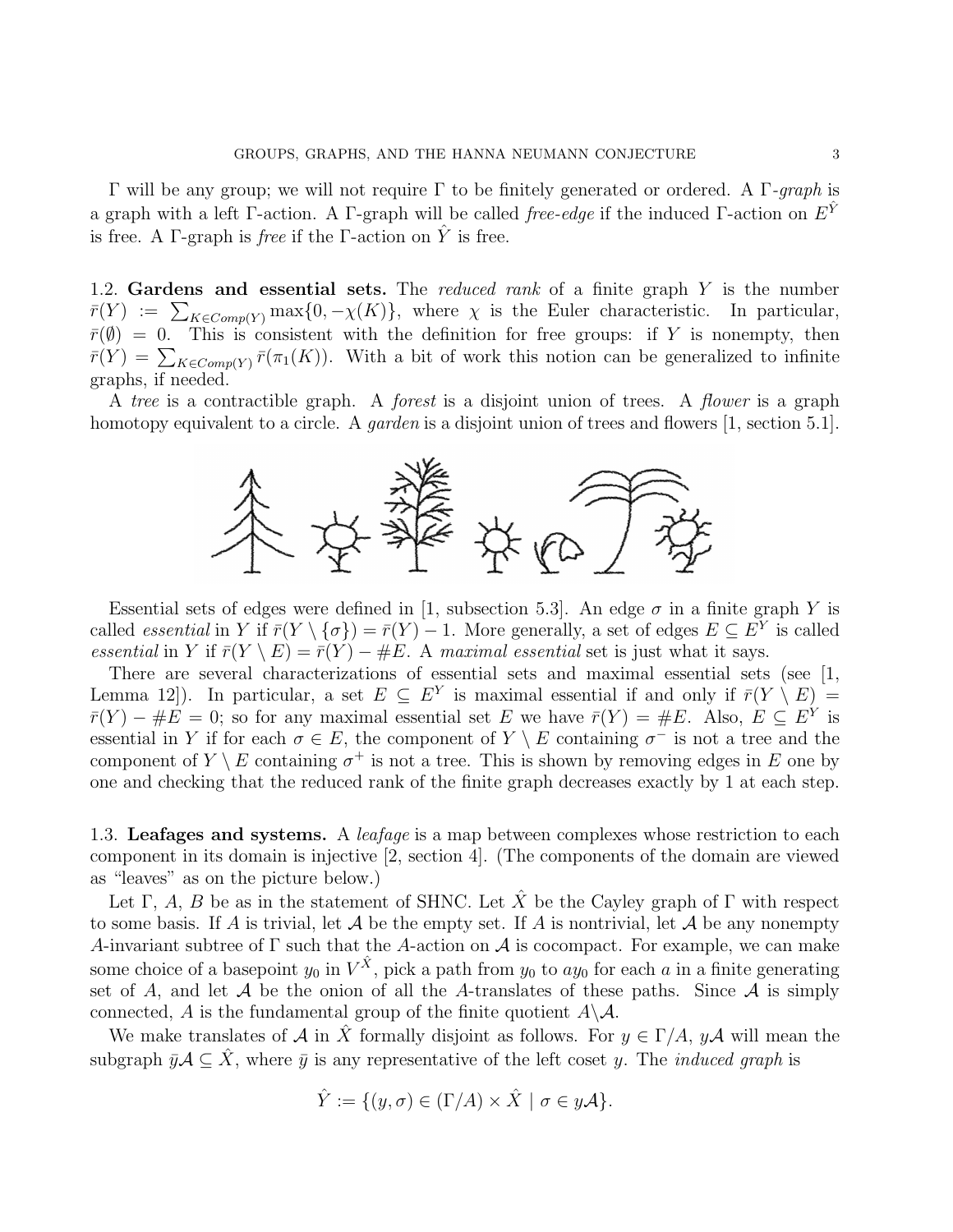Γ will be any group; we will not require Γ to be finitely generated or ordered. A Γ-*graph* is a graph with a left Γ-action. A Γ-graph will be called *free-edge* if the induced Γ-action on $E^{\hat{Y}}$ is free. A Γ-graph is *free* if the Γ-action on $\hat{Y}$ is free.

### 1.2. Gardens and essential sets.

The *reduced rank* of a finite graph $Y$ is the number $\bar{r}(Y) := \sum_{K \in Comp(Y)} \max\{0, -\chi(K)\}$, where $\chi$ is the Euler characteristic. In particular, $\bar{r}(\emptyset) = 0$. This is consistent with the definition for free groups: if $Y$ is nonempty, then $\bar{r}(Y) = \sum_{K \in Comp(Y)} \bar{r}(\pi_1(K))$. With a bit of work this notion can be generalized to infinite graphs, if needed.

A *tree* is a contractible graph. A *forest* is a disjoint union of trees. A *flower* is a graph homotopy equivalent to a circle. A *garden* is a disjoint union of trees and flowers [1, section 5.1].

Essential sets of edges were defined in [1, subsection 5.3]. An edge $\sigma$ in a finite graph $Y$ is called *essential* in $Y$ if $\bar{r}(Y \setminus \{\sigma\}) = \bar{r}(Y) - 1$. More generally, a set of edges $E \subseteq E^Y$ is called *essential* in $Y$ if $\bar{r}(Y \setminus E) = \bar{r}(Y) - \#E$. A *maximal essential* set is just what it says.

There are several characterizations of essential sets and maximal essential sets (see [1, Lemma 12]). In particular, a set $E \subseteq E^Y$ is maximal essential if and only if $\bar{r}(Y \setminus E) = \bar{r}(Y) - \#E = 0$; so for any maximal essential set $E$ we have $\bar{r}(Y) = \#E$. Also, $E \subseteq E^Y$ is essential in $Y$ if for each $\sigma \in E$, the component of $Y \setminus E$ containing $\sigma^-$ is not a tree and the component of $Y \setminus E$ containing $\sigma^+$ is not a tree. This is shown by removing edges in $E$ one by one and checking that the reduced rank of the finite graph decreases exactly by 1 at each step.

### 1.3. Leafages and systems.

A *leafage* is a map between complexes whose restriction to each component in its domain is injective [2, section 4]. (The components of the domain are viewed as "leaves" as on the picture below.)

Let Γ, $A$, $B$ be as in the statement of SHNC. Let $\hat{X}$ be the Cayley graph of Γ with respect to some basis. If $A$ is trivial, let $\mathcal{A}$ be the empty set. If $A$ is nontrivial, let $\mathcal{A}$ be any nonempty $A$-invariant subtree of Γ such that the $A$-action on $\mathcal{A}$ is cocompact. For example, we can make some choice of a basepoint $y_0$ in $V^{\hat{X}}$, pick a path from $y_0$ to $ay_0$ for each $a$ in a finite generating set of $A$, and let $\mathcal{A}$ be the onion of all the $A$-translates of these paths. Since $\mathcal{A}$ is simply connected, $A$ is the fundamental group of the finite quotient $A \backslash \mathcal{A}$.

We make translates of $\mathcal{A}$ in $\hat{X}$ formally disjoint as follows. For $y \in \Gamma/A$, $y\mathcal{A}$ will mean the subgraph $\bar{y}\mathcal{A} \subseteq \hat{X}$, where $\bar{y}$ is any representative of the left coset $y$. The *induced graph* is

$$\hat{Y} := \{(y, \sigma) \in (\Gamma/A) \times \hat{X} \mid \sigma \in y\mathcal{A}\}.$$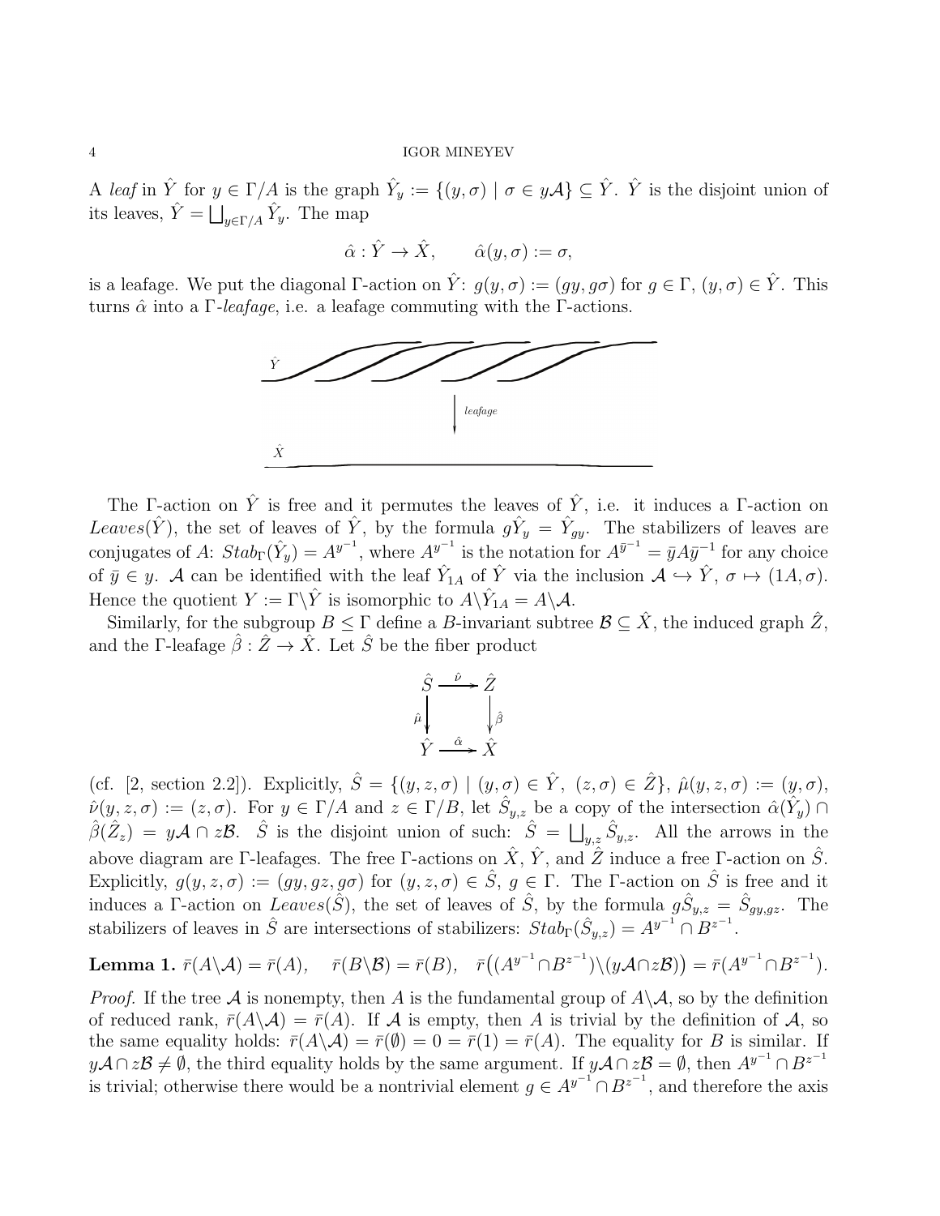A *leaf* in $\hat{Y}$ for $y \in \Gamma/A$ is the graph $\hat{Y}_y := \{(y,\sigma) \mid \sigma \in y\mathcal{A}\} \subseteq \hat{Y}$. $\hat{Y}$ is the disjoint union of its leaves, $\hat{Y} = \bigsqcup_{y\in\Gamma/A} \hat{Y}_y$. The map

$$\hat{\alpha} : \hat{Y} \to \hat{X}, \qquad \hat{\alpha}(y,\sigma) := \sigma,$$

is a leafage. We put the diagonal $\Gamma$-action on $\hat{Y}$: $g(y,\sigma) := (gy, g\sigma)$ for $g \in \Gamma$, $(y,\sigma) \in \hat{Y}$. This turns $\hat{\alpha}$ into a $\Gamma$-*leafage*, i.e. a leafage commuting with the $\Gamma$-actions.

The $\Gamma$-action on $\hat{Y}$ is free and it permutes the leaves of $\hat{Y}$, i.e. it induces a $\Gamma$-action on $Leaves(\hat{Y})$, the set of leaves of $\hat{Y}$, by the formula $g\hat{Y}_y = \hat{Y}_{gy}$. The stabilizers of leaves are conjugates of $A$: $Stab_\Gamma(\hat{Y}_y) = A^{y^{-1}}$, where $A^{y^{-1}}$ is the notation for $A^{\bar{y}^{-1}} = \bar{y}A\bar{y}^{-1}$ for any choice of $\bar{y} \in y$. $\mathcal{A}$ can be identified with the leaf $\hat{Y}_{1A}$ of $\hat{Y}$ via the inclusion $\mathcal{A} \hookrightarrow \hat{Y}$, $\sigma \mapsto (1A, \sigma)$. Hence the quotient $Y := \Gamma\backslash\hat{Y}$ is isomorphic to $A\backslash\hat{Y}_{1A} = A\backslash\mathcal{A}$.

Similarly, for the subgroup $B \le \Gamma$ define a $B$-invariant subtree $\mathcal{B} \subseteq \hat{X}$, the induced graph $\hat{Z}$, and the $\Gamma$-leafage $\hat{\beta} : \hat{Z} \to \hat{X}$. Let $\hat{S}$ be the fiber product

$$\begin{array}{ccc} \hat{S} & \xrightarrow{\hat{\nu}} & \hat{Z} \\ {\scriptstyle \hat{\mu}}\downarrow & & \downarrow{\scriptstyle \hat{\beta}} \\ \hat{Y} & \xrightarrow{\hat{\alpha}} & \hat{X} \end{array}$$

(cf. [2, section 2.2]). Explicitly, $\hat{S} = \{(y,z,\sigma) \mid (y,\sigma) \in \hat{Y},\ (z,\sigma) \in \hat{Z}\}$, $\hat{\mu}(y,z,\sigma) := (y,\sigma)$, $\hat{\nu}(y,z,\sigma) := (z,\sigma)$. For $y \in \Gamma/A$ and $z \in \Gamma/B$, let $\hat{S}_{y,z}$ be a copy of the intersection $\hat{\alpha}(\hat{Y}_y) \cap \hat{\beta}(\hat{Z}_z) = y\mathcal{A} \cap z\mathcal{B}$. $\hat{S}$ is the disjoint union of such: $\hat{S} = \bigsqcup_{y,z} \hat{S}_{y,z}$. All the arrows in the above diagram are $\Gamma$-leafages. The free $\Gamma$-actions on $\hat{X}$, $\hat{Y}$, and $\hat{Z}$ induce a free $\Gamma$-action on $\hat{S}$. Explicitly, $g(y,z,\sigma) := (gy, gz, g\sigma)$ for $(y,z,\sigma) \in \hat{S}$, $g \in \Gamma$. The $\Gamma$-action on $\hat{S}$ is free and it induces a $\Gamma$-action on $Leaves(\hat{S})$, the set of leaves of $\hat{S}$, by the formula $g\hat{S}_{y,z} = \hat{S}_{gy,gz}$. The stabilizers of leaves in $\hat{S}$ are intersections of stabilizers: $Stab_\Gamma(\hat{S}_{y,z}) = A^{y^{-1}} \cap B^{z^{-1}}$.

**Lemma 1.** $\bar{r}(A\backslash\mathcal{A}) = \bar{r}(A)$, $\quad \bar{r}(B\backslash\mathcal{B}) = \bar{r}(B)$, $\quad \bar{r}\big((A^{y^{-1}} \cap B^{z^{-1}})\backslash(y\mathcal{A} \cap z\mathcal{B})\big) = \bar{r}(A^{y^{-1}} \cap B^{z^{-1}})$.

*Proof.* If the tree $\mathcal{A}$ is nonempty, then $A$ is the fundamental group of $A\backslash\mathcal{A}$, so by the definition of reduced rank, $\bar{r}(A\backslash\mathcal{A}) = \bar{r}(A)$. If $\mathcal{A}$ is empty, then $A$ is trivial by the definition of $\mathcal{A}$, so the same equality holds: $\bar{r}(A\backslash\mathcal{A}) = \bar{r}(\emptyset) = 0 = \bar{r}(1) = \bar{r}(A)$. The equality for $B$ is similar. If $y\mathcal{A} \cap z\mathcal{B} \neq \emptyset$, the third equality holds by the same argument. If $y\mathcal{A} \cap z\mathcal{B} = \emptyset$, then $A^{y^{-1}} \cap B^{z^{-1}}$ is trivial; otherwise there would be a nontrivial element $g \in A^{y^{-1}} \cap B^{z^{-1}}$, and therefore the axis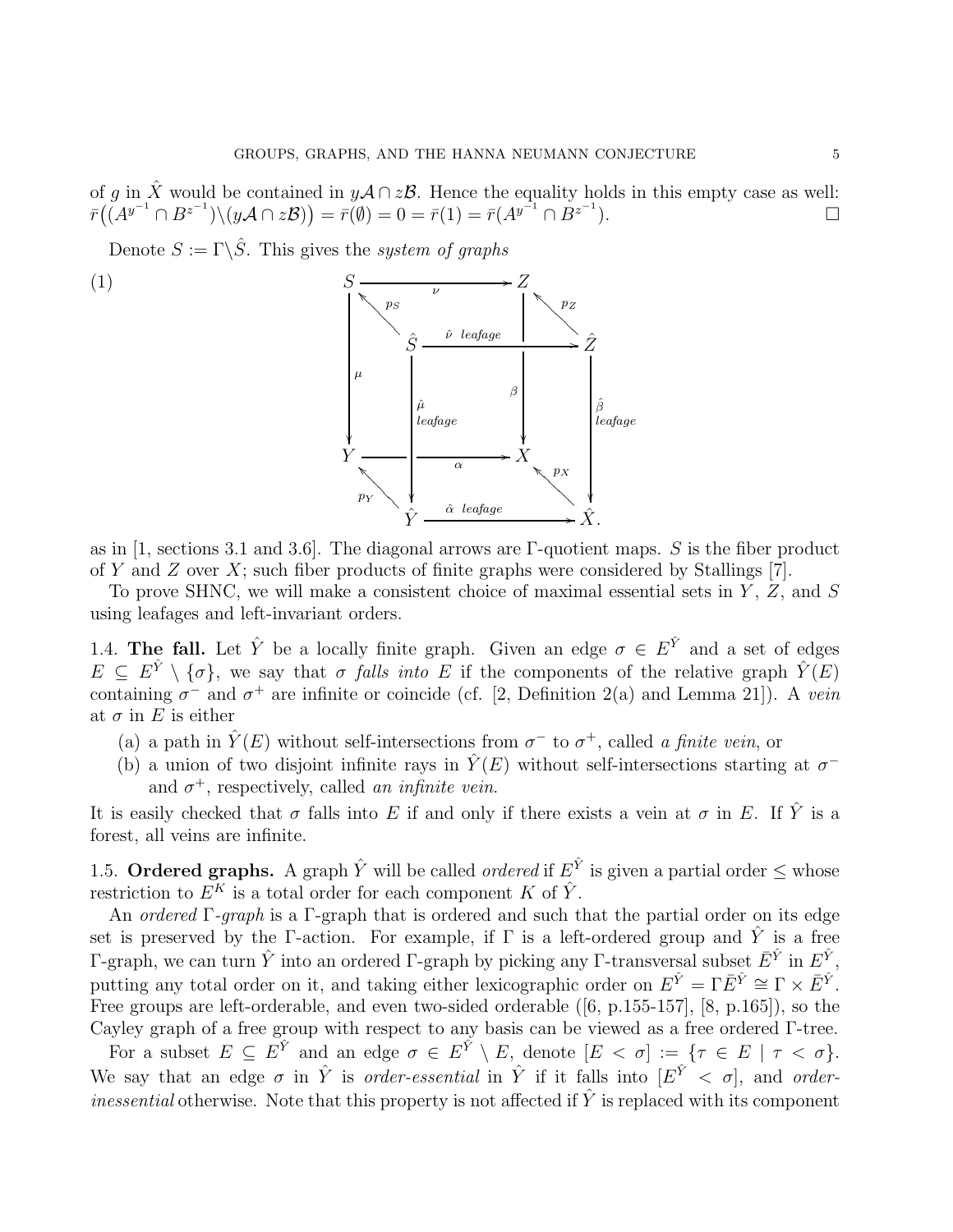of $g$ in $\hat{X}$ would be contained in $y\mathcal{A} \cap z\mathcal{B}$. Hence the equality holds in this empty case as well: $\bar{r}\big((A^{y^{-1}} \cap B^{z^{-1}}) \backslash (y\mathcal{A} \cap z\mathcal{B})\big) = \bar{r}(\emptyset) = 0 = \bar{r}(1) = \bar{r}(A^{y^{-1}} \cap B^{z^{-1}})$. $\square$

Denote $S := \Gamma \backslash \hat{S}$. This gives the *system of graphs*

$$\text{(1)} \qquad \begin{array}{ccc} \hat{S} & \xrightarrow{\hat{\nu}\ \textit{leafage}} & \hat{Z} \\ \Big\downarrow{\scriptstyle \hat{\mu}\ \textit{leafage}} & & \Big\downarrow{\scriptstyle \hat{\beta}\ \textit{leafage}} \\ \hat{Y} & \xrightarrow{\hat{\alpha}\ \textit{leafage}} & \hat{X} \end{array} \qquad \xrightarrow{\;p_S,\ p_Z,\ p_Y,\ p_X\;} \qquad \begin{array}{ccc} S & \xrightarrow{\nu} & Z \\ \Big\downarrow{\scriptstyle \mu} & & \Big\downarrow{\scriptstyle \beta} \\ Y & \xrightarrow{\alpha} & X \end{array}$$

as in [1, sections 3.1 and 3.6]. The diagonal arrows are $\Gamma$-quotient maps. $S$ is the fiber product of $Y$ and $Z$ over $X$; such fiber products of finite graphs were considered by Stallings [7].

To prove SHNC, we will make a consistent choice of maximal essential sets in $Y$, $Z$, and $S$ using leafages and left-invariant orders.

1.4. **The fall.** Let $\hat{Y}$ be a locally finite graph. Given an edge $\sigma \in E^{\hat{Y}}$ and a set of edges $E \subseteq E^{\hat{Y}} \setminus \{\sigma\}$, we say that $\sigma$ *falls into* $E$ if the components of the relative graph $\hat{Y}(E)$ containing $\sigma^-$ and $\sigma^+$ are infinite or coincide (cf. [2, Definition 2(a) and Lemma 21]). A *vein* at $\sigma$ in $E$ is either

(a) a path in $\hat{Y}(E)$ without self-intersections from $\sigma^-$ to $\sigma^+$, called *a finite vein*, or
(b) a union of two disjoint infinite rays in $\hat{Y}(E)$ without self-intersections starting at $\sigma^-$ and $\sigma^+$, respectively, called *an infinite vein*.

It is easily checked that $\sigma$ falls into $E$ if and only if there exists a vein at $\sigma$ in $E$. If $\hat{Y}$ is a forest, all veins are infinite.

1.5. **Ordered graphs.** A graph $\hat{Y}$ will be called *ordered* if $E^{\hat{Y}}$ is given a partial order $\leq$ whose restriction to $E^K$ is a total order for each component $K$ of $\hat{Y}$.

An *ordered* $\Gamma$*-graph* is a $\Gamma$-graph that is ordered and such that the partial order on its edge set is preserved by the $\Gamma$-action. For example, if $\Gamma$ is a left-ordered group and $\hat{Y}$ is a free $\Gamma$-graph, we can turn $\hat{Y}$ into an ordered $\Gamma$-graph by picking any $\Gamma$-transversal subset $\bar{E}^{\hat{Y}}$ in $E^{\hat{Y}}$, putting any total order on it, and taking either lexicographic order on $E^{\hat{Y}} = \Gamma\bar{E}^{\hat{Y}} \cong \Gamma \times \bar{E}^{\hat{Y}}$. Free groups are left-orderable, and even two-sided orderable ([6, p.155-157], [8, p.165]), so the Cayley graph of a free group with respect to any basis can be viewed as a free ordered $\Gamma$-tree.

For a subset $E \subseteq E^{\hat{Y}}$ and an edge $\sigma \in E^{\hat{Y}} \setminus E$, denote $[E < \sigma] := \{\tau \in E \mid \tau < \sigma\}$. We say that an edge $\sigma$ in $\hat{Y}$ is *order-essential* in $\hat{Y}$ if it falls into $[E^{\hat{Y}} < \sigma]$, and *order-inessential* otherwise. Note that this property is not affected if $\hat{Y}$ is replaced with its component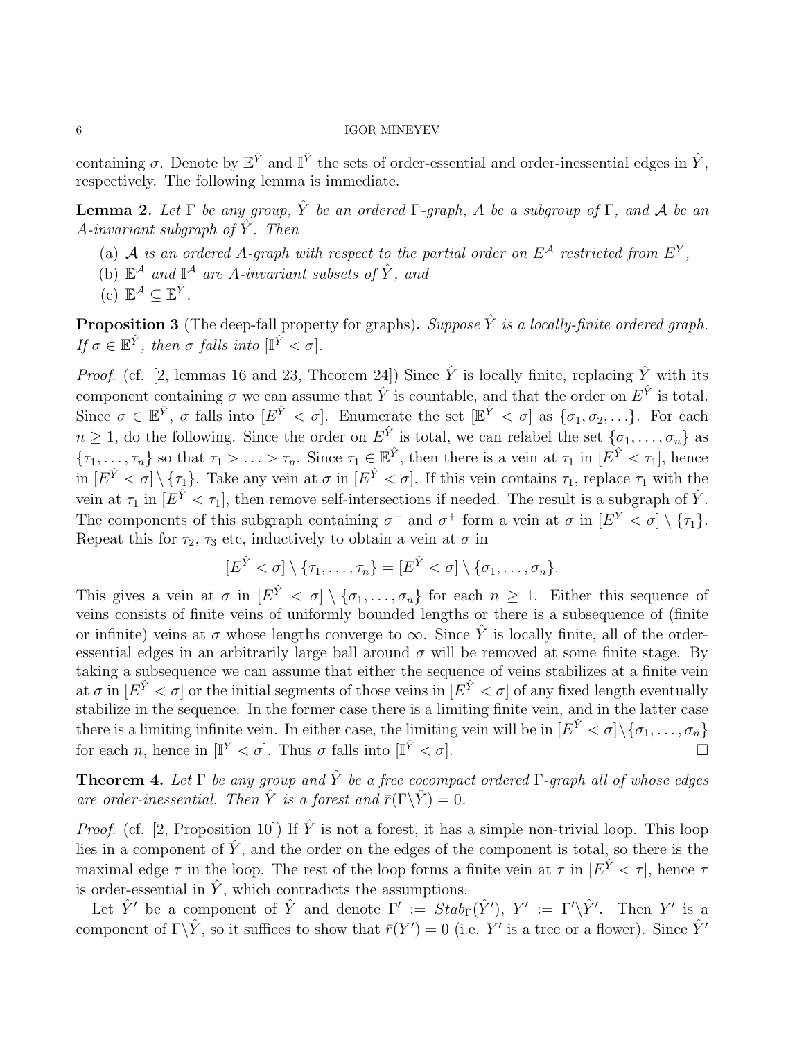containing $\sigma$. Denote by $\mathbb{E}^{\hat{Y}}$ and $\mathbb{I}^{\hat{Y}}$ the sets of order-essential and order-inessential edges in $\hat{Y}$, respectively. The following lemma is immediate.

**Lemma 2.** *Let $\Gamma$ be any group, $\hat{Y}$ be an ordered $\Gamma$-graph, $A$ be a subgroup of $\Gamma$, and $\mathcal{A}$ be an $A$-invariant subgraph of $\hat{Y}$. Then*

(a) *$\mathcal{A}$ is an ordered $A$-graph with respect to the partial order on $E^{\mathcal{A}}$ restricted from $E^{\hat{Y}}$,*
(b) *$\mathbb{E}^{\mathcal{A}}$ and $\mathbb{I}^{\mathcal{A}}$ are $A$-invariant subsets of $\hat{Y}$, and*
(c) *$\mathbb{E}^{\mathcal{A}} \subseteq \mathbb{E}^{\hat{Y}}$.*

**Proposition 3** (The deep-fall property for graphs)**.** *Suppose $\hat{Y}$ is a locally-finite ordered graph. If $\sigma \in \mathbb{E}^{\hat{Y}}$, then $\sigma$ falls into $[\mathbb{I}^{\hat{Y}} < \sigma]$.*

*Proof.* (cf. [2, lemmas 16 and 23, Theorem 24]) Since $\hat{Y}$ is locally finite, replacing $\hat{Y}$ with its component containing $\sigma$ we can assume that $\hat{Y}$ is countable, and that the order on $E^{\hat{Y}}$ is total. Since $\sigma \in \mathbb{E}^{\hat{Y}}$, $\sigma$ falls into $[E^{\hat{Y}} < \sigma]$. Enumerate the set $[\mathbb{E}^{\hat{Y}} < \sigma]$ as $\{\sigma_1, \sigma_2, \ldots\}$. For each $n \geq 1$, do the following. Since the order on $E^{\hat{Y}}$ is total, we can relabel the set $\{\sigma_1, \ldots, \sigma_n\}$ as $\{\tau_1, \ldots, \tau_n\}$ so that $\tau_1 > \ldots > \tau_n$. Since $\tau_1 \in \mathbb{E}^{\hat{Y}}$, then there is a vein at $\tau_1$ in $[E^{\hat{Y}} < \tau_1]$, hence in $[E^{\hat{Y}} < \sigma] \setminus \{\tau_1\}$. Take any vein at $\sigma$ in $[E^{\hat{Y}} < \sigma]$. If this vein contains $\tau_1$, replace $\tau_1$ with the vein at $\tau_1$ in $[E^{\hat{Y}} < \tau_1]$, then remove self-intersections if needed. The result is a subgraph of $\hat{Y}$. The components of this subgraph containing $\sigma^-$ and $\sigma^+$ form a vein at $\sigma$ in $[E^{\hat{Y}} < \sigma] \setminus \{\tau_1\}$. Repeat this for $\tau_2$, $\tau_3$ etc, inductively to obtain a vein at $\sigma$ in

$$[E^{\hat{Y}} < \sigma] \setminus \{\tau_1, \ldots, \tau_n\} = [E^{\hat{Y}} < \sigma] \setminus \{\sigma_1, \ldots, \sigma_n\}.$$

This gives a vein at $\sigma$ in $[E^{\hat{Y}} < \sigma] \setminus \{\sigma_1, \ldots, \sigma_n\}$ for each $n \geq 1$. Either this sequence of veins consists of finite veins of uniformly bounded lengths or there is a subsequence of (finite or infinite) veins at $\sigma$ whose lengths converge to $\infty$. Since $\hat{Y}$ is locally finite, all of the order-essential edges in an arbitrarily large ball around $\sigma$ will be removed at some finite stage. By taking a subsequence we can assume that either the sequence of veins stabilizes at a finite vein at $\sigma$ in $[E^{\hat{Y}} < \sigma]$ or the initial segments of those veins in $[E^{\hat{Y}} < \sigma]$ of any fixed length eventually stabilize in the sequence. In the former case there is a limiting finite vein, and in the latter case there is a limiting infinite vein. In either case, the limiting vein will be in $[E^{\hat{Y}} < \sigma] \setminus \{\sigma_1, \ldots, \sigma_n\}$ for each $n$, hence in $[\mathbb{I}^{\hat{Y}} < \sigma]$. Thus $\sigma$ falls into $[\mathbb{I}^{\hat{Y}} < \sigma]$. □

**Theorem 4.** *Let $\Gamma$ be any group and $\hat{Y}$ be a free cocompact ordered $\Gamma$-graph all of whose edges are order-inessential. Then $\hat{Y}$ is a forest and $\bar{r}(\Gamma \backslash \hat{Y}) = 0$.*

*Proof.* (cf. [2, Proposition 10]) If $\hat{Y}$ is not a forest, it has a simple non-trivial loop. This loop lies in a component of $\hat{Y}$, and the order on the edges of the component is total, so there is the maximal edge $\tau$ in the loop. The rest of the loop forms a finite vein at $\tau$ in $[E^{\hat{Y}} < \tau]$, hence $\tau$ is order-essential in $\hat{Y}$, which contradicts the assumptions.

Let $\hat{Y}'$ be a component of $\hat{Y}$ and denote $\Gamma' := Stab_\Gamma(\hat{Y}')$, $Y' := \Gamma' \backslash \hat{Y}'$. Then $Y'$ is a component of $\Gamma \backslash \hat{Y}$, so it suffices to show that $\bar{r}(Y') = 0$ (i.e. $Y'$ is a tree or a flower). Since $\hat{Y}'$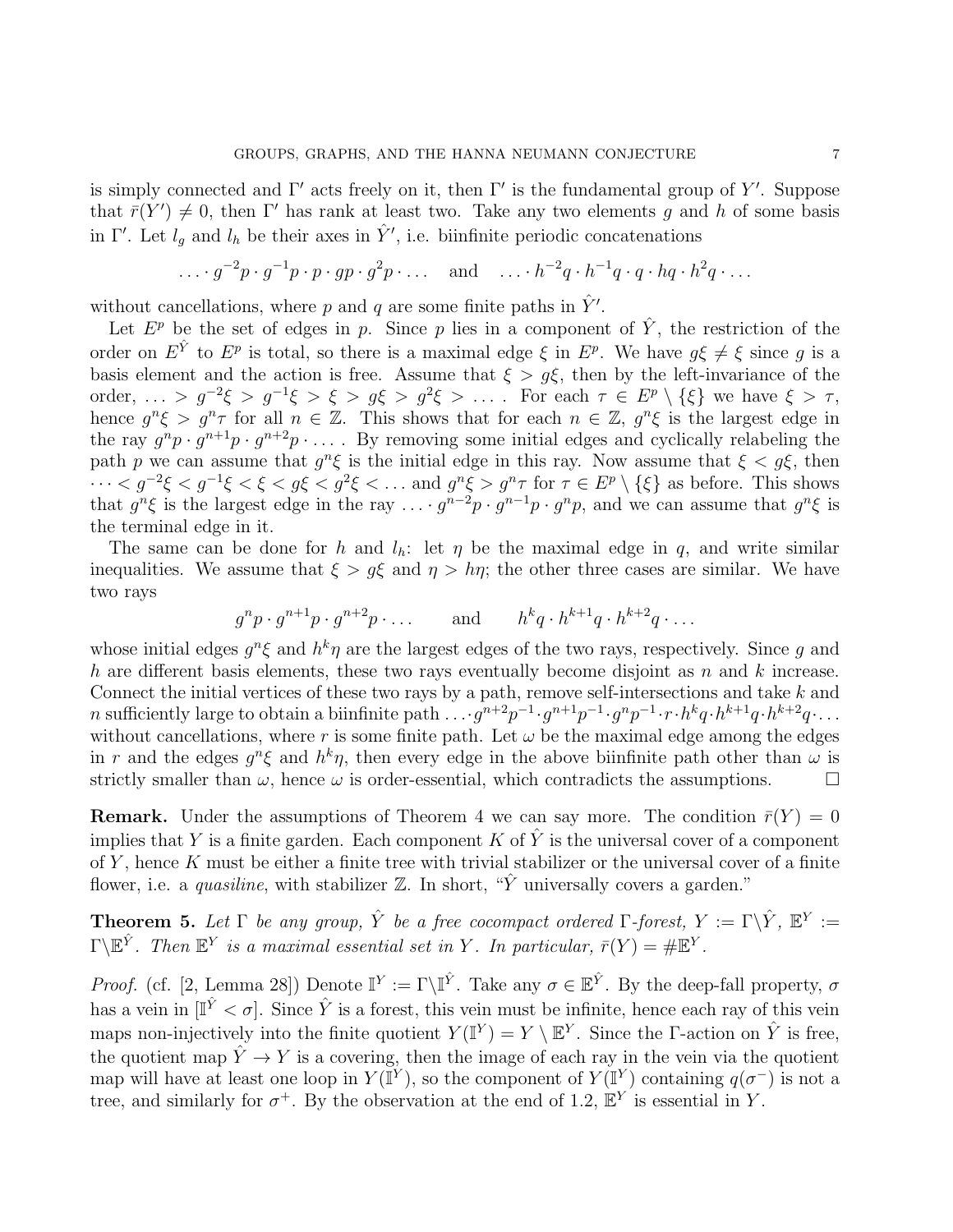is simply connected and $\Gamma'$ acts freely on it, then $\Gamma'$ is the fundamental group of $Y'$. Suppose that $\bar{r}(Y') \neq 0$, then $\Gamma'$ has rank at least two. Take any two elements $g$ and $h$ of some basis in $\Gamma'$. Let $l_g$ and $l_h$ be their axes in $\hat{Y}'$, i.e. biinfinite periodic concatenations

$$\ldots \cdot g^{-2}p \cdot g^{-1}p \cdot p \cdot gp \cdot g^2 p \cdot \ldots \quad \text{and} \quad \ldots \cdot h^{-2}q \cdot h^{-1}q \cdot q \cdot hq \cdot h^2 q \cdot \ldots$$

without cancellations, where $p$ and $q$ are some finite paths in $\hat{Y}'$.

Let $E^p$ be the set of edges in $p$. Since $p$ lies in a component of $\hat{Y}$, the restriction of the order on $E^{\hat{Y}}$ to $E^p$ is total, so there is a maximal edge $\xi$ in $E^p$. We have $g\xi \neq \xi$ since $g$ is a basis element and the action is free. Assume that $\xi > g\xi$, then by the left-invariance of the order, $\ldots > g^{-2}\xi > g^{-1}\xi > \xi > g\xi > g^2\xi > \ldots$ . For each $\tau \in E^p \setminus \{\xi\}$ we have $\xi > \tau$, hence $g^n\xi > g^n\tau$ for all $n \in \mathbb{Z}$. This shows that for each $n \in \mathbb{Z}$, $g^n\xi$ is the largest edge in the ray $g^n p \cdot g^{n+1} p \cdot g^{n+2} p \cdot \ldots$ . By removing some initial edges and cyclically relabeling the path $p$ we can assume that $g^n\xi$ is the initial edge in this ray. Now assume that $\xi < g\xi$, then $\cdots < g^{-2}\xi < g^{-1}\xi < \xi < g\xi < g^2\xi < \ldots$ and $g^n\xi > g^n\tau$ for $\tau \in E^p \setminus \{\xi\}$ as before. This shows that $g^n\xi$ is the largest edge in the ray $\ldots \cdot g^{n-2}p \cdot g^{n-1}p \cdot g^n p$, and we can assume that $g^n\xi$ is the terminal edge in it.

The same can be done for $h$ and $l_h$: let $\eta$ be the maximal edge in $q$, and write similar inequalities. We assume that $\xi > g\xi$ and $\eta > h\eta$; the other three cases are similar. We have two rays

$$g^n p \cdot g^{n+1} p \cdot g^{n+2} p \cdot \ldots \qquad \text{and} \qquad h^k q \cdot h^{k+1} q \cdot h^{k+2} q \cdot \ldots$$

whose initial edges $g^n\xi$ and $h^k\eta$ are the largest edges of the two rays, respectively. Since $g$ and $h$ are different basis elements, these two rays eventually become disjoint as $n$ and $k$ increase. Connect the initial vertices of these two rays by a path, remove self-intersections and take $k$ and $n$ sufficiently large to obtain a biinfinite path $\ldots \cdot g^{n+2}p^{-1} \cdot g^{n+1}p^{-1} \cdot g^n p^{-1} \cdot r \cdot h^k q \cdot h^{k+1} q \cdot h^{k+2} q \cdot \ldots$ without cancellations, where $r$ is some finite path. Let $\omega$ be the maximal edge among the edges in $r$ and the edges $g^n\xi$ and $h^k\eta$, then every edge in the above biinfinite path other than $\omega$ is strictly smaller than $\omega$, hence $\omega$ is order-essential, which contradicts the assumptions. $\square$

**Remark.** Under the assumptions of Theorem 4 we can say more. The condition $\bar{r}(Y) = 0$ implies that $Y$ is a finite garden. Each component $K$ of $\hat{Y}$ is the universal cover of a component of $Y$, hence $K$ must be either a finite tree with trivial stabilizer or the universal cover of a finite flower, i.e. a *quasiline*, with stabilizer $\mathbb{Z}$. In short, "$\hat{Y}$ universally covers a garden."

**Theorem 5.** *Let $\Gamma$ be any group, $\hat{Y}$ be a free cocompact ordered $\Gamma$-forest, $Y := \Gamma \backslash \hat{Y}$, $\mathbb{E}^Y := \Gamma \backslash \mathbb{E}^{\hat{Y}}$. Then $\mathbb{E}^Y$ is a maximal essential set in $Y$. In particular, $\bar{r}(Y) = \#\mathbb{E}^Y$.*

*Proof.* (cf. [2, Lemma 28]) Denote $\mathbb{I}^Y := \Gamma \backslash \mathbb{I}^{\hat{Y}}$. Take any $\sigma \in \mathbb{E}^{\hat{Y}}$. By the deep-fall property, $\sigma$ has a vein in $[\mathbb{I}^{\hat{Y}} < \sigma]$. Since $\hat{Y}$ is a forest, this vein must be infinite, hence each ray of this vein maps non-injectively into the finite quotient $Y(\mathbb{I}^Y) = Y \setminus \mathbb{E}^Y$. Since the $\Gamma$-action on $\hat{Y}$ is free, the quotient map $\hat{Y} \to Y$ is a covering, then the image of each ray in the vein via the quotient map will have at least one loop in $Y(\mathbb{I}^Y)$, so the component of $Y(\mathbb{I}^Y)$ containing $q(\sigma^-)$ is not a tree, and similarly for $\sigma^+$. By the observation at the end of 1.2, $\mathbb{E}^Y$ is essential in $Y$.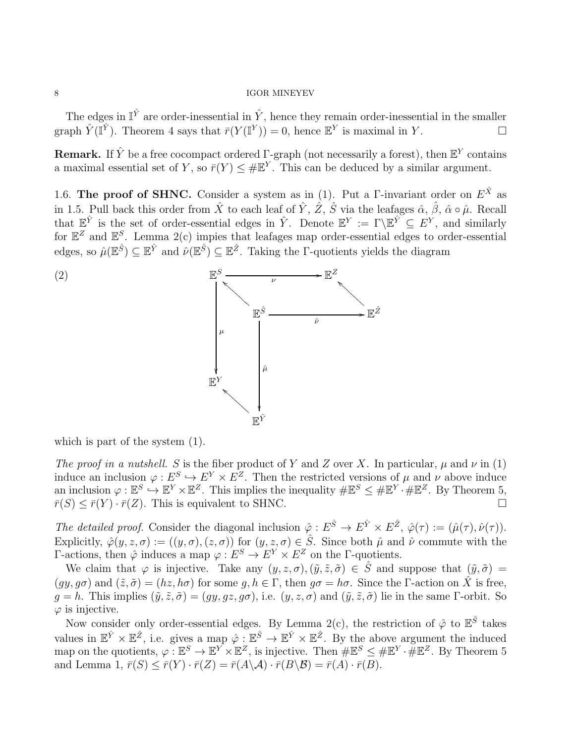The edges in $\mathbb{I}^{\hat{Y}}$ are order-inessential in $\hat{Y}$, hence they remain order-inessential in the smaller graph $\hat{Y}(\mathbb{I}^{\hat{Y}})$. Theorem 4 says that $\bar{r}(Y(\mathbb{I}^Y)) = 0$, hence $\mathbb{E}^Y$ is maximal in $Y$. $\square$

**Remark.** If $\hat{Y}$ be a free cocompact ordered $\Gamma$-graph (not necessarily a forest), then $\mathbb{E}^Y$ contains a maximal essential set of $Y$, so $\bar{r}(Y) \leq \#\mathbb{E}^Y$. This can be deduced by a similar argument.

1.6. **The proof of SHNC.** Consider a system as in (1). Put a $\Gamma$-invariant order on $E^{\hat{X}}$ as in 1.5. Pull back this order from $\hat{X}$ to each leaf of $\hat{Y}$, $\hat{Z}$, $\hat{S}$ via the leafages $\hat{\alpha}$, $\hat{\beta}$, $\hat{\alpha} \circ \hat{\mu}$. Recall that $\mathbb{E}^{\hat{Y}}$ is the set of order-essential edges in $\hat{Y}$. Denote $\mathbb{E}^Y := \Gamma \backslash \mathbb{E}^{\hat{Y}} \subseteq E^Y$, and similarly for $\mathbb{E}^Z$ and $\mathbb{E}^S$. Lemma 2(c) impies that leafages map order-essential edges to order-essential edges, so $\hat{\mu}(\mathbb{E}^{\hat{S}}) \subseteq \mathbb{E}^{\hat{Y}}$ and $\hat{\nu}(\mathbb{E}^{\hat{S}}) \subseteq \mathbb{E}^{\hat{Z}}$. Taking the $\Gamma$-quotients yields the diagram

$$
(2) \qquad
\begin{array}{ccccc}
\mathbb{E}^S & & \xrightarrow{\quad\nu\quad} & & \mathbb{E}^Z \\
 & \nwarrow & & & \nwarrow \\
\Big\downarrow{\scriptstyle \mu} & & \mathbb{E}^{\hat{S}} & \xrightarrow{\quad\hat{\nu}\quad} & \mathbb{E}^{\hat{Z}} \\
 & & \Big\downarrow{\scriptstyle \hat{\mu}} & & \\
\mathbb{E}^Y & & & & \\
 & \nwarrow & & & \\
 & & \mathbb{E}^{\hat{Y}} & &
\end{array}
$$

which is part of the system (1).

*The proof in a nutshell.* $S$ is the fiber product of $Y$ and $Z$ over $X$. In particular, $\mu$ and $\nu$ in (1) induce an inclusion $\varphi : E^S \hookrightarrow E^Y \times E^Z$. Then the restricted versions of $\mu$ and $\nu$ above induce an inclusion $\varphi : \mathbb{E}^S \hookrightarrow \mathbb{E}^Y \times \mathbb{E}^Z$. This implies the inequality $\#\mathbb{E}^S \leq \#\mathbb{E}^Y \cdot \#\mathbb{E}^Z$. By Theorem 5, $\bar{r}(S) \leq \bar{r}(Y) \cdot \bar{r}(Z)$. This is equivalent to SHNC. $\square$

*The detailed proof.* Consider the diagonal inclusion $\hat{\varphi} : E^{\hat{S}} \to E^{\hat{Y}} \times E^{\hat{Z}}$, $\hat{\varphi}(\tau) := (\hat{\mu}(\tau), \hat{\nu}(\tau))$. Explicitly, $\hat{\varphi}(y, z, \sigma) := ((y, \sigma), (z, \sigma))$ for $(y, z, \sigma) \in \hat{S}$. Since both $\hat{\mu}$ and $\hat{\nu}$ commute with the $\Gamma$-actions, then $\hat{\varphi}$ induces a map $\varphi : E^S \to E^Y \times E^Z$ on the $\Gamma$-quotients.

We claim that $\varphi$ is injective. Take any $(y, z, \sigma), (\tilde{y}, \tilde{z}, \tilde{\sigma}) \in \hat{S}$ and suppose that $(\tilde{y}, \tilde{\sigma}) = (gy, g\sigma)$ and $(\tilde{z}, \tilde{\sigma}) = (hz, h\sigma)$ for some $g, h \in \Gamma$, then $g\sigma = h\sigma$. Since the $\Gamma$-action on $\hat{X}$ is free, $g = h$. This implies $(\tilde{y}, \tilde{z}, \tilde{\sigma}) = (gy, gz, g\sigma)$, i.e. $(y, z, \sigma)$ and $(\tilde{y}, \tilde{z}, \tilde{\sigma})$ lie in the same $\Gamma$-orbit. So $\varphi$ is injective.

Now consider only order-essential edges. By Lemma 2(c), the restriction of $\hat{\varphi}$ to $\mathbb{E}^{\hat{S}}$ takes values in $\mathbb{E}^{\hat{Y}} \times \mathbb{E}^{\hat{Z}}$, i.e. gives a map $\hat{\varphi} : \mathbb{E}^{\hat{S}} \to \mathbb{E}^{\hat{Y}} \times \mathbb{E}^{\hat{Z}}$. By the above argument the induced map on the quotients, $\varphi : \mathbb{E}^S \to \mathbb{E}^Y \times \mathbb{E}^Z$, is injective. Then $\#\mathbb{E}^S \leq \#\mathbb{E}^Y \cdot \#\mathbb{E}^Z$. By Theorem 5 and Lemma 1, $\bar{r}(S) \leq \bar{r}(Y) \cdot \bar{r}(Z) = \bar{r}(A \backslash \mathcal{A}) \cdot \bar{r}(B \backslash \mathcal{B}) = \bar{r}(A) \cdot \bar{r}(B)$.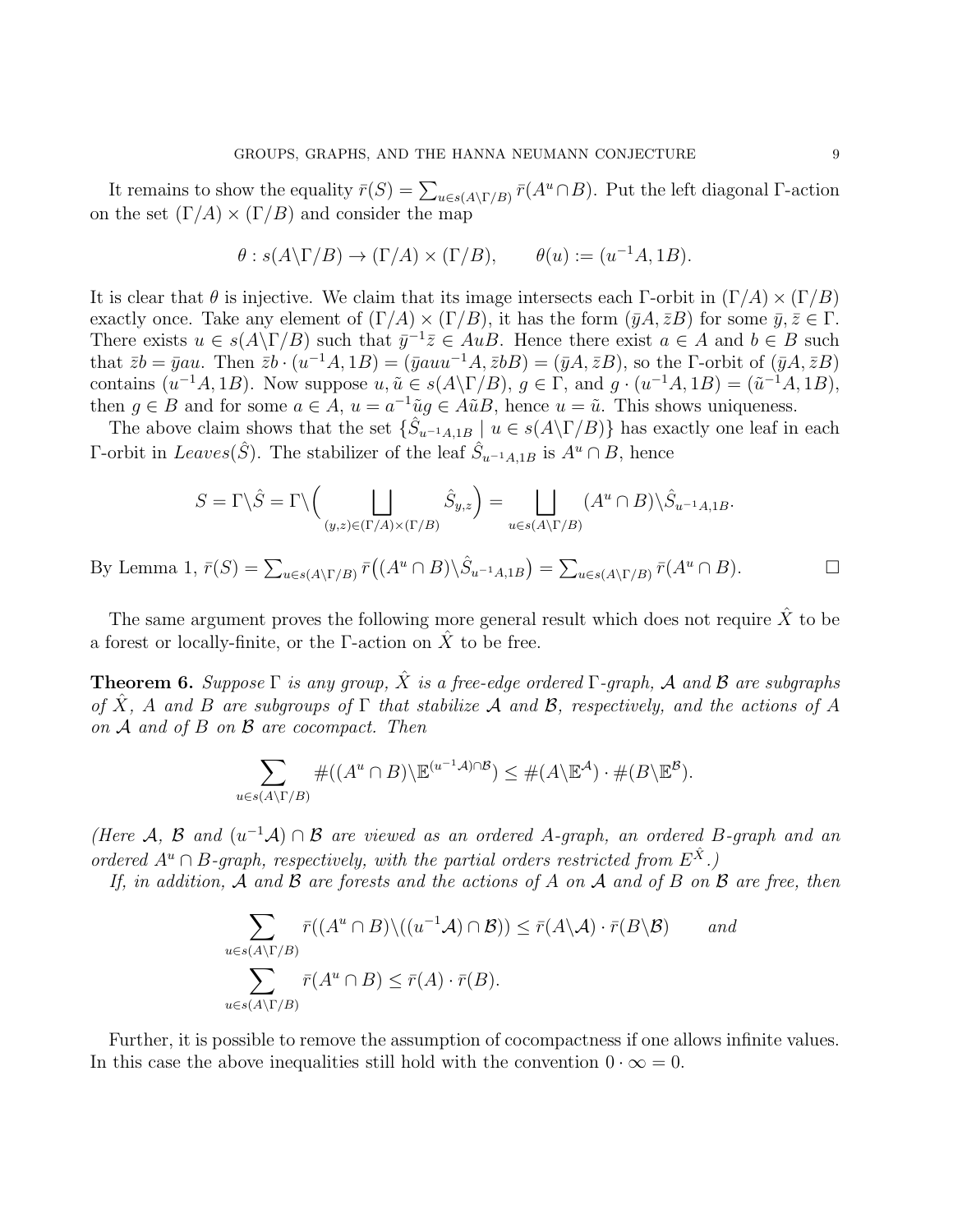It remains to show the equality $\bar{r}(S) = \sum_{u \in s(A\backslash\Gamma/B)} \bar{r}(A^u \cap B)$. Put the left diagonal $\Gamma$-action on the set $(\Gamma/A) \times (\Gamma/B)$ and consider the map

$$\theta : s(A\backslash\Gamma/B) \to (\Gamma/A) \times (\Gamma/B), \qquad \theta(u) := (u^{-1}A, 1B).$$

It is clear that $\theta$ is injective. We claim that its image intersects each $\Gamma$-orbit in $(\Gamma/A) \times (\Gamma/B)$ exactly once. Take any element of $(\Gamma/A) \times (\Gamma/B)$, it has the form $(\bar{y}A, \bar{z}B)$ for some $\bar{y}, \bar{z} \in \Gamma$. There exists $u \in s(A\backslash\Gamma/B)$ such that $\bar{y}^{-1}\bar{z} \in AuB$. Hence there exist $a \in A$ and $b \in B$ such that $\bar{z}b = \bar{y}au$. Then $\bar{z}b \cdot (u^{-1}A, 1B) = (\bar{y}auu^{-1}A, \bar{z}bB) = (\bar{y}A, \bar{z}B)$, so the $\Gamma$-orbit of $(\bar{y}A, \bar{z}B)$ contains $(u^{-1}A, 1B)$. Now suppose $u, \tilde{u} \in s(A\backslash\Gamma/B)$, $g \in \Gamma$, and $g \cdot (u^{-1}A, 1B) = (\tilde{u}^{-1}A, 1B)$, then $g \in B$ and for some $a \in A$, $u = a^{-1}\tilde{u}g \in A\tilde{u}B$, hence $u = \tilde{u}$. This shows uniqueness.

The above claim shows that the set $\{\hat{S}_{u^{-1}A,1B} \mid u \in s(A\backslash\Gamma/B)\}$ has exactly one leaf in each $\Gamma$-orbit in $Leaves(\hat{S})$. The stabilizer of the leaf $\hat{S}_{u^{-1}A,1B}$ is $A^u \cap B$, hence

$$S = \Gamma\backslash\hat{S} = \Gamma\backslash\Big(\bigsqcup_{(y,z)\in(\Gamma/A)\times(\Gamma/B)} \hat{S}_{y,z}\Big) = \bigsqcup_{u \in s(A\backslash\Gamma/B)} (A^u \cap B)\backslash\hat{S}_{u^{-1}A,1B}.$$

By Lemma 1, $\bar{r}(S) = \sum_{u \in s(A\backslash\Gamma/B)} \bar{r}\big((A^u \cap B)\backslash\hat{S}_{u^{-1}A,1B}\big) = \sum_{u \in s(A\backslash\Gamma/B)} \bar{r}(A^u \cap B)$. □

The same argument proves the following more general result which does not require $\hat{X}$ to be a forest or locally-finite, or the $\Gamma$-action on $\hat{X}$ to be free.

**Theorem 6.** *Suppose $\Gamma$ is any group, $\hat{X}$ is a free-edge ordered $\Gamma$-graph, $\mathcal{A}$ and $\mathcal{B}$ are subgraphs of $\hat{X}$, $A$ and $B$ are subgroups of $\Gamma$ that stabilize $\mathcal{A}$ and $\mathcal{B}$, respectively, and the actions of $A$ on $\mathcal{A}$ and of $B$ on $\mathcal{B}$ are cocompact. Then*

$$\sum_{u \in s(A\backslash\Gamma/B)} \#((A^u \cap B)\backslash\mathbb{E}^{(u^{-1}\mathcal{A})\cap\mathcal{B}}) \leq \#(A\backslash\mathbb{E}^{\mathcal{A}}) \cdot \#(B\backslash\mathbb{E}^{\mathcal{B}}).$$

*(Here $\mathcal{A}$, $\mathcal{B}$ and $(u^{-1}\mathcal{A}) \cap \mathcal{B}$ are viewed as an ordered $A$-graph, an ordered $B$-graph and an ordered $A^u \cap B$-graph, respectively, with the partial orders restricted from $E^{\hat{X}}$.)*

*If, in addition, $\mathcal{A}$ and $\mathcal{B}$ are forests and the actions of $A$ on $\mathcal{A}$ and of $B$ on $\mathcal{B}$ are free, then*

$$\sum_{u \in s(A\backslash\Gamma/B)} \bar{r}((A^u \cap B)\backslash((u^{-1}\mathcal{A}) \cap \mathcal{B})) \leq \bar{r}(A\backslash\mathcal{A}) \cdot \bar{r}(B\backslash\mathcal{B}) \qquad \textit{and}$$

$$\sum_{u \in s(A\backslash\Gamma/B)} \bar{r}(A^u \cap B) \leq \bar{r}(A) \cdot \bar{r}(B).$$

Further, it is possible to remove the assumption of cocompactness if one allows infinite values. In this case the above inequalities still hold with the convention $0 \cdot \infty = 0$.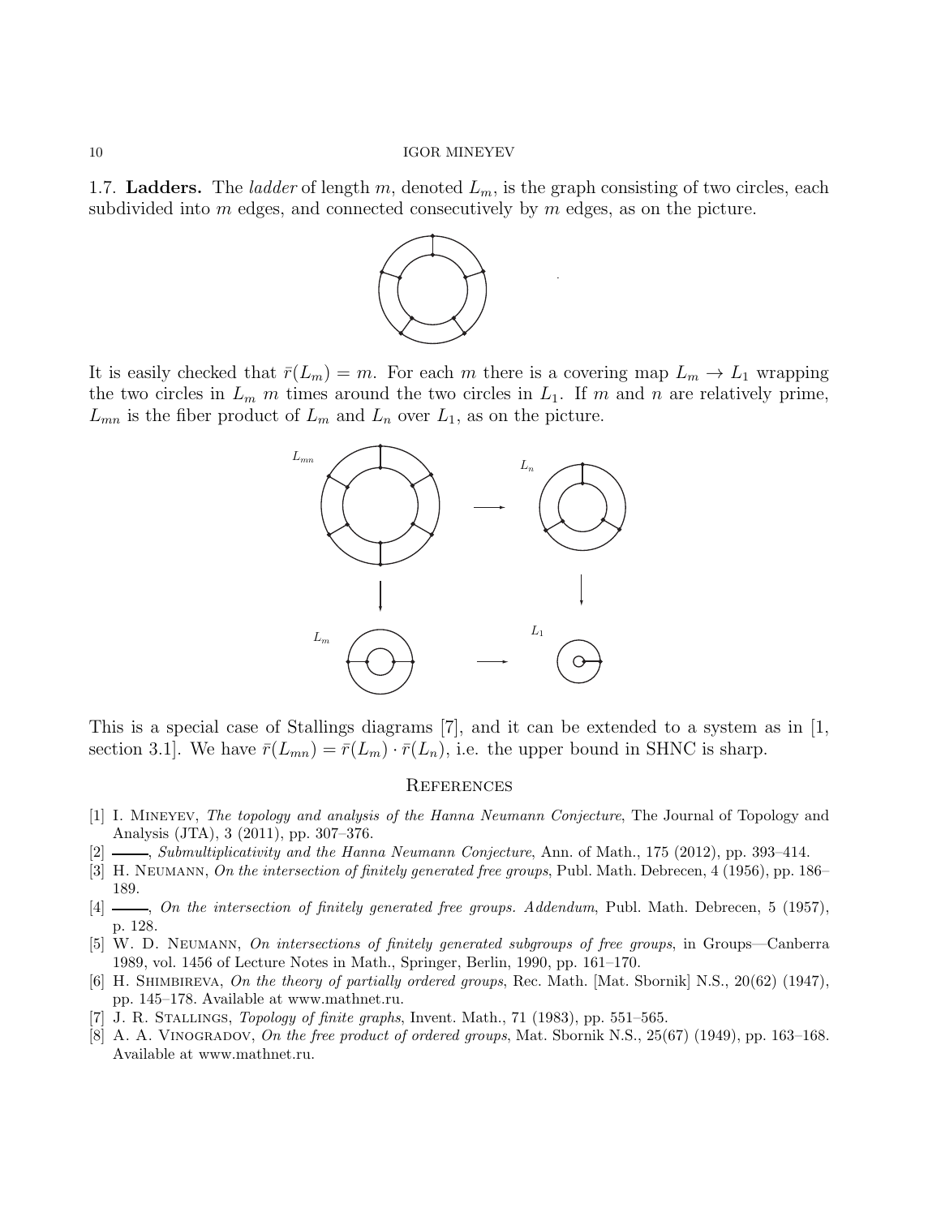**1.7. Ladders.** The *ladder* of length $m$, denoted $L_m$, is the graph consisting of two circles, each subdivided into $m$ edges, and connected consecutively by $m$ edges, as on the picture.

It is easily checked that $\bar{r}(L_m) = m$. For each $m$ there is a covering map $L_m \to L_1$ wrapping the two circles in $L_m$ $m$ times around the two circles in $L_1$. If $m$ and $n$ are relatively prime, $L_{mn}$ is the fiber product of $L_m$ and $L_n$ over $L_1$, as on the picture.

$L_{mn}$

$L_n$

$L_m$

$L_1$

This is a special case of Stallings diagrams [7], and it can be extended to a system as in [1, section 3.1]. We have $\bar{r}(L_{mn}) = \bar{r}(L_m) \cdot \bar{r}(L_n)$, i.e. the upper bound in SHNC is sharp.

## References

[1] I. Mineyev, *The topology and analysis of the Hanna Neumann Conjecture*, The Journal of Topology and Analysis (JTA), 3 (2011), pp. 307–376.

[2] ———, *Submultiplicativity and the Hanna Neumann Conjecture*, Ann. of Math., 175 (2012), pp. 393–414.

[3] H. Neumann, *On the intersection of finitely generated free groups*, Publ. Math. Debrecen, 4 (1956), pp. 186–189.

[4] ———, *On the intersection of finitely generated free groups. Addendum*, Publ. Math. Debrecen, 5 (1957), p. 128.

[5] W. D. Neumann, *On intersections of finitely generated subgroups of free groups*, in Groups—Canberra 1989, vol. 1456 of Lecture Notes in Math., Springer, Berlin, 1990, pp. 161–170.

[6] H. Shimbireva, *On the theory of partially ordered groups*, Rec. Math. [Mat. Sbornik] N.S., 20(62) (1947), pp. 145–178. Available at www.mathnet.ru.

[7] J. R. Stallings, *Topology of finite graphs*, Invent. Math., 71 (1983), pp. 551–565.

[8] A. A. Vinogradov, *On the free product of ordered groups*, Mat. Sbornik N.S., 25(67) (1949), pp. 163–168. Available at www.mathnet.ru.